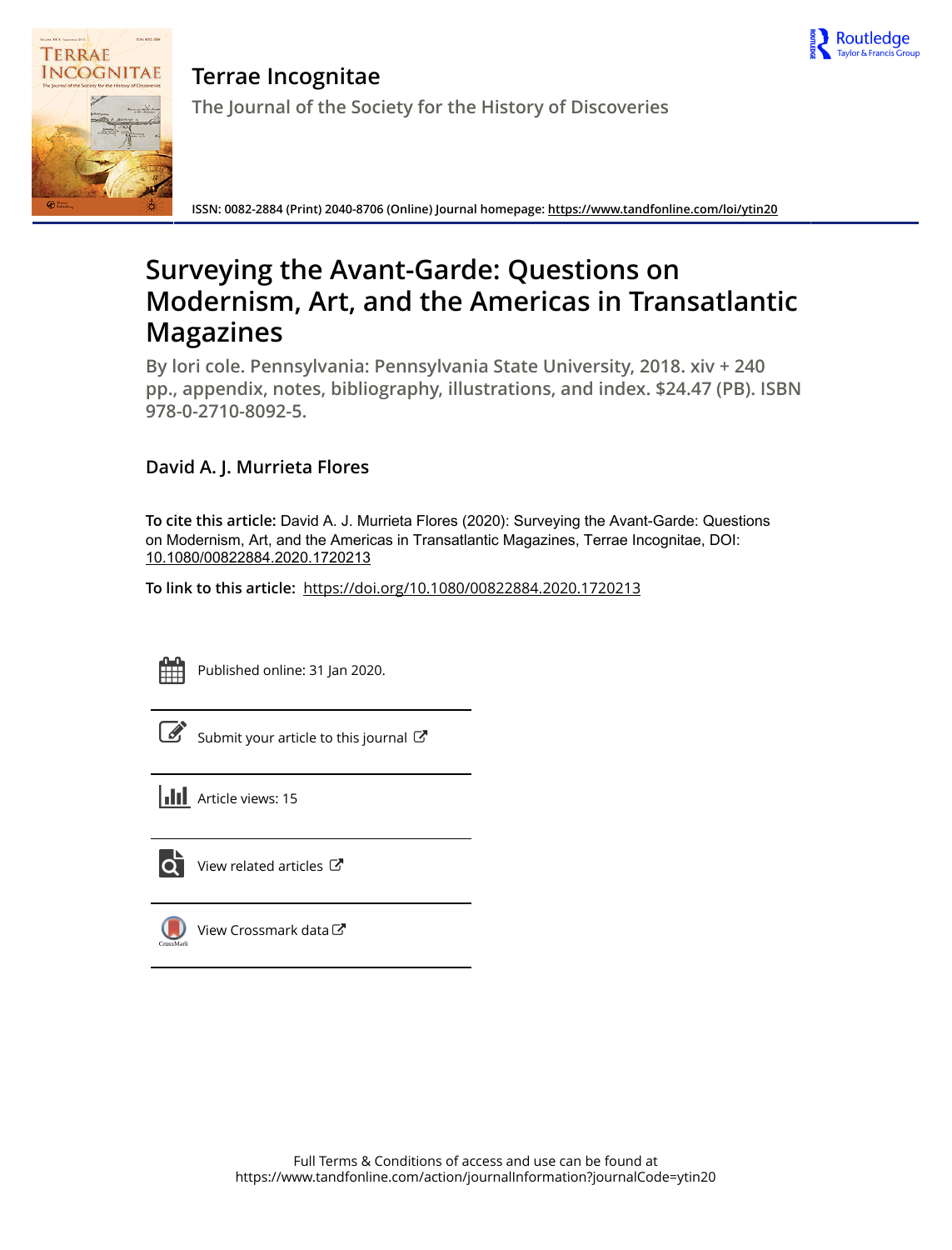# Terrae Incognitae

The Journal of the Society for the History of Discoveries

ISSN: 0082-2884 (Print) 2040-8706 (Online) Journal homepage: https://www.tandfonline.com/loi/ytin20

# Surveying the Avant-Garde: Questions on Modernism, Art, and the Americas in Transatlantic Magazines

By lori cole. Pennsylvania: Pennsylvania State University, 2018. xiv + 240 pp., appendix, notes, bibliography, illustrations, and index. $24.47 (PB). ISBN 978-0-2710-8092-5.

## David A. J. Murrieta Flores

**To cite this article:** David A. J. Murrieta Flores (2020): Surveying the Avant-Garde: Questions on Modernism, Art, and the Americas in Transatlantic Magazines, Terrae Incognitae, DOI: 10.1080/00822884.2020.1720213

**To link to this article:** https://doi.org/10.1080/00822884.2020.1720213

Published online: 31 Jan 2020.

Submit your article to this journal

Article views: 15

View related articles

View Crossmark data

Full Terms & Conditions of access and use can be found at https://www.tandfonline.com/action/journalInformation?journalCode=ytin20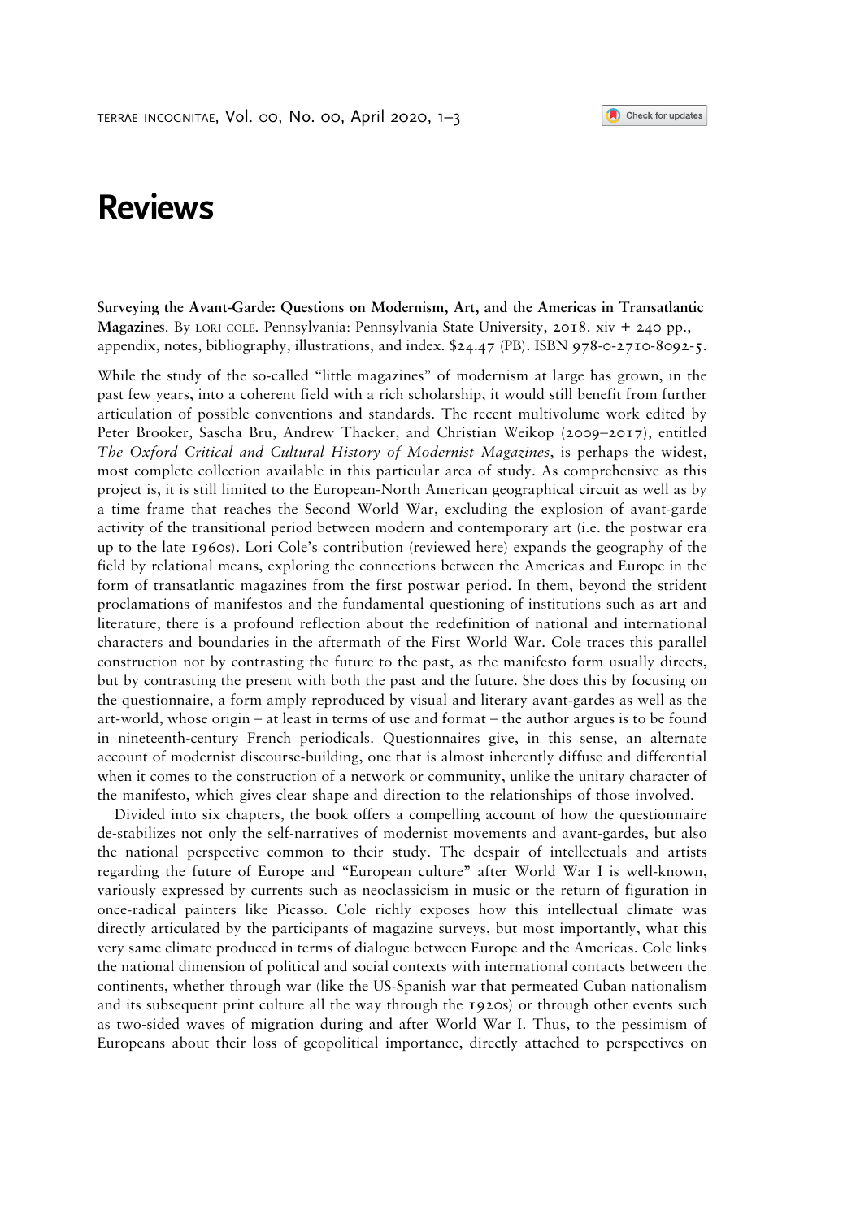# Reviews

**Surveying the Avant-Garde: Questions on Modernism, Art, and the Americas in Transatlantic Magazines**. By LORI COLE. Pennsylvania: Pennsylvania State University, 2018. xiv + 240 pp., appendix, notes, bibliography, illustrations, and index. $24.47 (PB). ISBN 978-0-2710-8092-5.

While the study of the so-called "little magazines" of modernism at large has grown, in the past few years, into a coherent field with a rich scholarship, it would still benefit from further articulation of possible conventions and standards. The recent multivolume work edited by Peter Brooker, Sascha Bru, Andrew Thacker, and Christian Weikop (2009–2017), entitled *The Oxford Critical and Cultural History of Modernist Magazines*, is perhaps the widest, most complete collection available in this particular area of study. As comprehensive as this project is, it is still limited to the European-North American geographical circuit as well as by a time frame that reaches the Second World War, excluding the explosion of avant-garde activity of the transitional period between modern and contemporary art (i.e. the postwar era up to the late 1960s). Lori Cole's contribution (reviewed here) expands the geography of the field by relational means, exploring the connections between the Americas and Europe in the form of transatlantic magazines from the first postwar period. In them, beyond the strident proclamations of manifestos and the fundamental questioning of institutions such as art and literature, there is a profound reflection about the redefinition of national and international characters and boundaries in the aftermath of the First World War. Cole traces this parallel construction not by contrasting the future to the past, as the manifesto form usually directs, but by contrasting the present with both the past and the future. She does this by focusing on the questionnaire, a form amply reproduced by visual and literary avant-gardes as well as the art-world, whose origin – at least in terms of use and format – the author argues is to be found in nineteenth-century French periodicals. Questionnaires give, in this sense, an alternate account of modernist discourse-building, one that is almost inherently diffuse and differential when it comes to the construction of a network or community, unlike the unitary character of the manifesto, which gives clear shape and direction to the relationships of those involved.

Divided into six chapters, the book offers a compelling account of how the questionnaire de-stabilizes not only the self-narratives of modernist movements and avant-gardes, but also the national perspective common to their study. The despair of intellectuals and artists regarding the future of Europe and "European culture" after World War I is well-known, variously expressed by currents such as neoclassicism in music or the return of figuration in once-radical painters like Picasso. Cole richly exposes how this intellectual climate was directly articulated by the participants of magazine surveys, but most importantly, what this very same climate produced in terms of dialogue between Europe and the Americas. Cole links the national dimension of political and social contexts with international contacts between the continents, whether through war (like the US-Spanish war that permeated Cuban nationalism and its subsequent print culture all the way through the 1920s) or through other events such as two-sided waves of migration during and after World War I. Thus, to the pessimism of Europeans about their loss of geopolitical importance, directly attached to perspectives on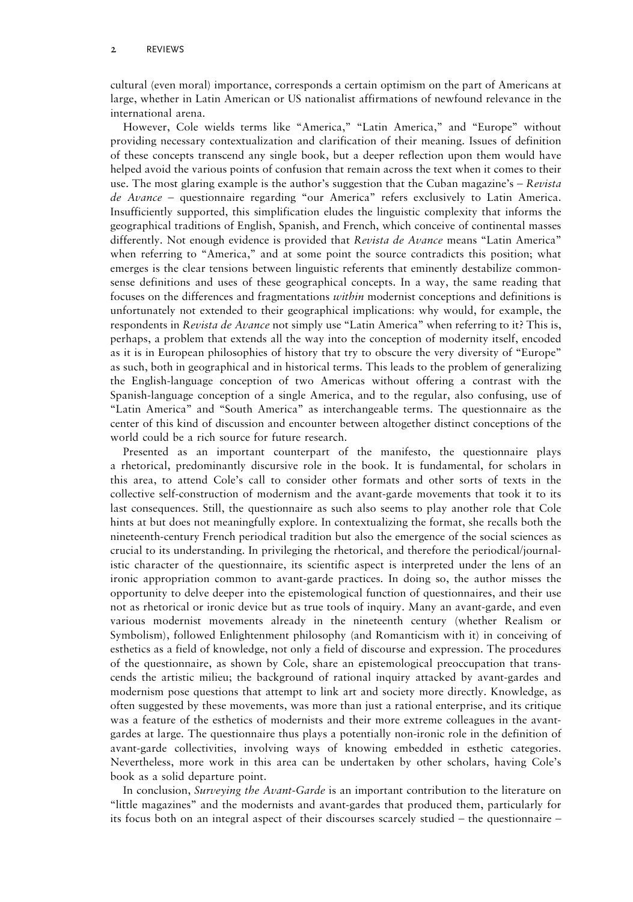cultural (even moral) importance, corresponds a certain optimism on the part of Americans at large, whether in Latin American or US nationalist affirmations of newfound relevance in the international arena.

However, Cole wields terms like "America," "Latin America," and "Europe" without providing necessary contextualization and clarification of their meaning. Issues of definition of these concepts transcend any single book, but a deeper reflection upon them would have helped avoid the various points of confusion that remain across the text when it comes to their use. The most glaring example is the author's suggestion that the Cuban magazine's – *Revista de Avance* – questionnaire regarding "our America" refers exclusively to Latin America. Insufficiently supported, this simplification eludes the linguistic complexity that informs the geographical traditions of English, Spanish, and French, which conceive of continental masses differently. Not enough evidence is provided that *Revista de Avance* means "Latin America" when referring to "America," and at some point the source contradicts this position; what emerges is the clear tensions between linguistic referents that eminently destabilize common-sense definitions and uses of these geographical concepts. In a way, the same reading that focuses on the differences and fragmentations *within* modernist conceptions and definitions is unfortunately not extended to their geographical implications: why would, for example, the respondents in *Revista de Avance* not simply use "Latin America" when referring to it? This is, perhaps, a problem that extends all the way into the conception of modernity itself, encoded as it is in European philosophies of history that try to obscure the very diversity of "Europe" as such, both in geographical and in historical terms. This leads to the problem of generalizing the English-language conception of two Americas without offering a contrast with the Spanish-language conception of a single America, and to the regular, also confusing, use of "Latin America" and "South America" as interchangeable terms. The questionnaire as the center of this kind of discussion and encounter between altogether distinct conceptions of the world could be a rich source for future research.

Presented as an important counterpart of the manifesto, the questionnaire plays a rhetorical, predominantly discursive role in the book. It is fundamental, for scholars in this area, to attend Cole's call to consider other formats and other sorts of texts in the collective self-construction of modernism and the avant-garde movements that took it to its last consequences. Still, the questionnaire as such also seems to play another role that Cole hints at but does not meaningfully explore. In contextualizing the format, she recalls both the nineteenth-century French periodical tradition but also the emergence of the social sciences as crucial to its understanding. In privileging the rhetorical, and therefore the periodical/journalistic character of the questionnaire, its scientific aspect is interpreted under the lens of an ironic appropriation common to avant-garde practices. In doing so, the author misses the opportunity to delve deeper into the epistemological function of questionnaires, and their use not as rhetorical or ironic device but as true tools of inquiry. Many an avant-garde, and even various modernist movements already in the nineteenth century (whether Realism or Symbolism), followed Enlightenment philosophy (and Romanticism with it) in conceiving of esthetics as a field of knowledge, not only a field of discourse and expression. The procedures of the questionnaire, as shown by Cole, share an epistemological preoccupation that transcends the artistic milieu; the background of rational inquiry attacked by avant-gardes and modernism pose questions that attempt to link art and society more directly. Knowledge, as often suggested by these movements, was more than just a rational enterprise, and its critique was a feature of the esthetics of modernists and their more extreme colleagues in the avant-gardes at large. The questionnaire thus plays a potentially non-ironic role in the definition of avant-garde collectivities, involving ways of knowing embedded in esthetic categories. Nevertheless, more work in this area can be undertaken by other scholars, having Cole's book as a solid departure point.

In conclusion, *Surveying the Avant-Garde* is an important contribution to the literature on "little magazines" and the modernists and avant-gardes that produced them, particularly for its focus both on an integral aspect of their discourses scarcely studied – the questionnaire –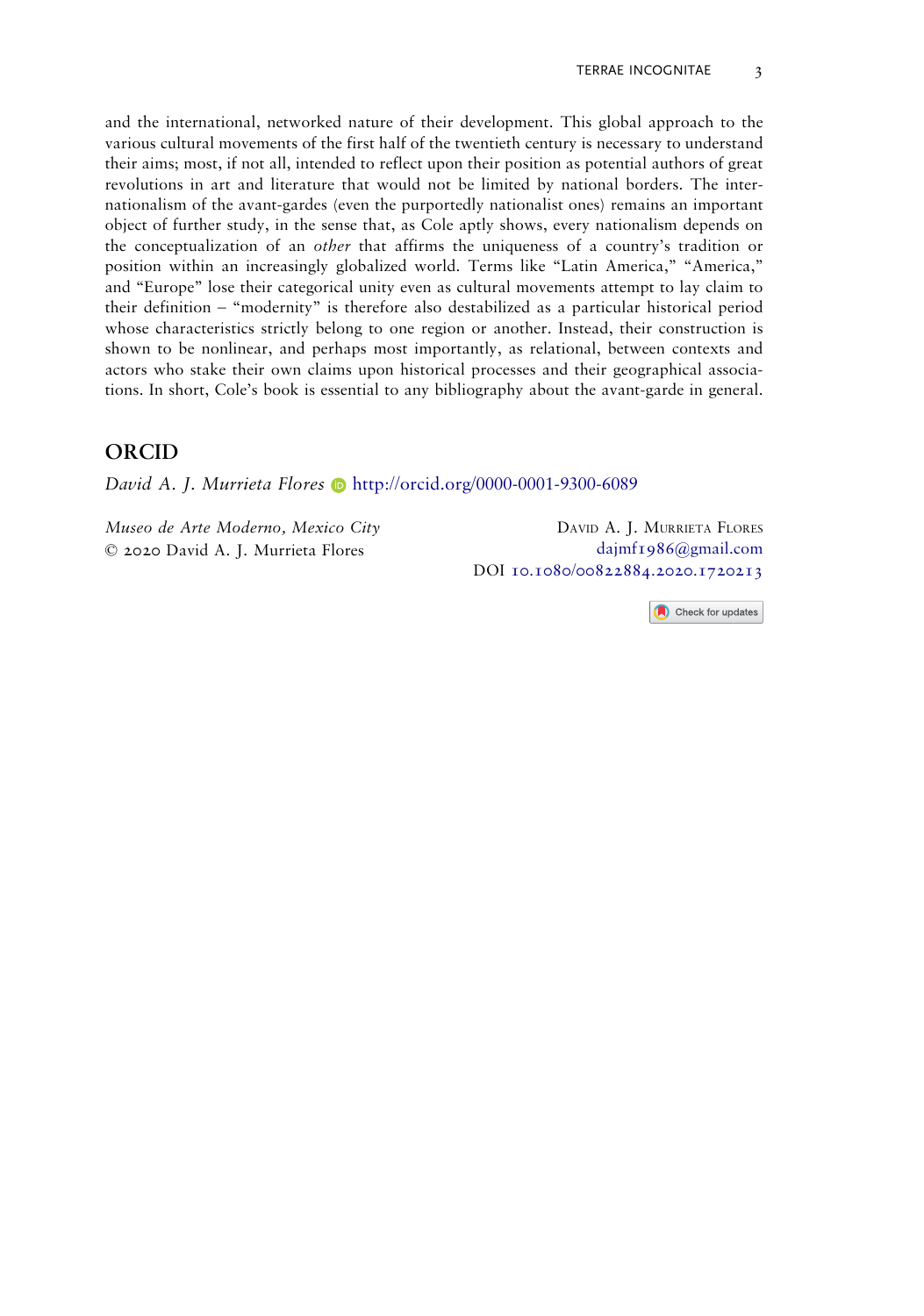and the international, networked nature of their development. This global approach to the various cultural movements of the first half of the twentieth century is necessary to understand their aims; most, if not all, intended to reflect upon their position as potential authors of great revolutions in art and literature that would not be limited by national borders. The internationalism of the avant-gardes (even the purportedly nationalist ones) remains an important object of further study, in the sense that, as Cole aptly shows, every nationalism depends on the conceptualization of an *other* that affirms the uniqueness of a country's tradition or position within an increasingly globalized world. Terms like "Latin America," "America," and "Europe" lose their categorical unity even as cultural movements attempt to lay claim to their definition – "modernity" is therefore also destabilized as a particular historical period whose characteristics strictly belong to one region or another. Instead, their construction is shown to be nonlinear, and perhaps most importantly, as relational, between contexts and actors who stake their own claims upon historical processes and their geographical associations. In short, Cole's book is essential to any bibliography about the avant-garde in general.

## ORCID

*David A. J. Murrieta Flores* http://orcid.org/0000-0001-9300-6089

*Museo de Arte Moderno, Mexico City*
© 2020 David A. J. Murrieta Flores

David A. J. Murrieta Flores
dajmf1986@gmail.com
DOI 10.1080/00822884.2020.1720213